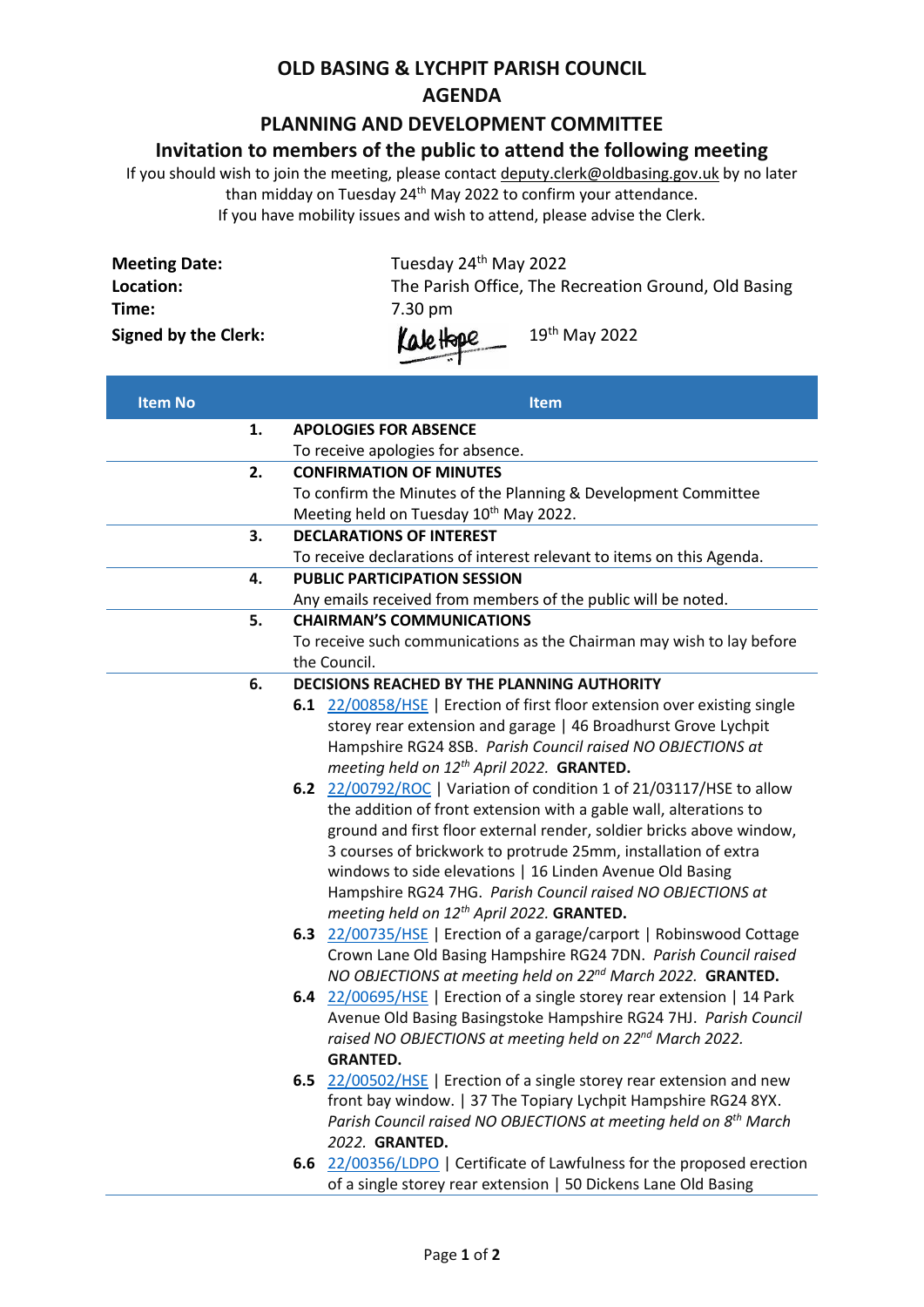# OLD BASING & LYCHPIT PARISH COUNCIL

## AGENDA

## PLANNING AND DEVELOPMENT COMMITTEE

### Invitation to members of the public to attend the following meeting

If you should wish to join the meeting, please contact deputy.clerk@oldbasing.gov.uk by no later than midday on Tuesday 24th May 2022 to confirm your attendance.
If you have mobility issues and wish to attend, please advise the Clerk.

**Meeting Date:** Tuesday 24th May 2022
**Location:** The Parish Office, The Recreation Ground, Old Basing
**Time:** 7.30 pm
**Signed by the Clerk:** Kate Hope 19th May 2022

| Item No | Item |
|---|---|
| 1. | **APOLOGIES FOR ABSENCE**<br>To receive apologies for absence. |
| 2. | **CONFIRMATION OF MINUTES**<br>To confirm the Minutes of the Planning & Development Committee Meeting held on Tuesday 10th May 2022. |
| 3. | **DECLARATIONS OF INTEREST**<br>To receive declarations of interest relevant to items on this Agenda. |
| 4. | **PUBLIC PARTICIPATION SESSION**<br>Any emails received from members of the public will be noted. |
| 5. | **CHAIRMAN'S COMMUNICATIONS**<br>To receive such communications as the Chairman may wish to lay before the Council. |
| 6. | **DECISIONS REACHED BY THE PLANNING AUTHORITY**<br>**6.1** 22/00858/HSE \| Erection of first floor extension over existing single storey rear extension and garage \| 46 Broadhurst Grove Lychpit Hampshire RG24 8SB. *Parish Council raised NO OBJECTIONS at meeting held on 12th April 2022.* **GRANTED.**<br>**6.2** 22/00792/ROC \| Variation of condition 1 of 21/03117/HSE to allow the addition of front extension with a gable wall, alterations to ground and first floor external render, soldier bricks above window, 3 courses of brickwork to protrude 25mm, installation of extra windows to side elevations \| 16 Linden Avenue Old Basing Hampshire RG24 7HG. *Parish Council raised NO OBJECTIONS at meeting held on 12th April 2022.* **GRANTED.**<br>**6.3** 22/00735/HSE \| Erection of a garage/carport \| Robinswood Cottage Crown Lane Old Basing Hampshire RG24 7DN. *Parish Council raised NO OBJECTIONS at meeting held on 22nd March 2022.* **GRANTED.**<br>**6.4** 22/00695/HSE \| Erection of a single storey rear extension \| 14 Park Avenue Old Basing Basingstoke Hampshire RG24 7HJ. *Parish Council raised NO OBJECTIONS at meeting held on 22nd March 2022.* **GRANTED.**<br>**6.5** 22/00502/HSE \| Erection of a single storey rear extension and new front bay window. \| 37 The Topiary Lychpit Hampshire RG24 8YX. *Parish Council raised NO OBJECTIONS at meeting held on 8th March 2022.* **GRANTED.**<br>**6.6** 22/00356/LDPO \| Certificate of Lawfulness for the proposed erection of a single storey rear extension \| 50 Dickens Lane Old Basing |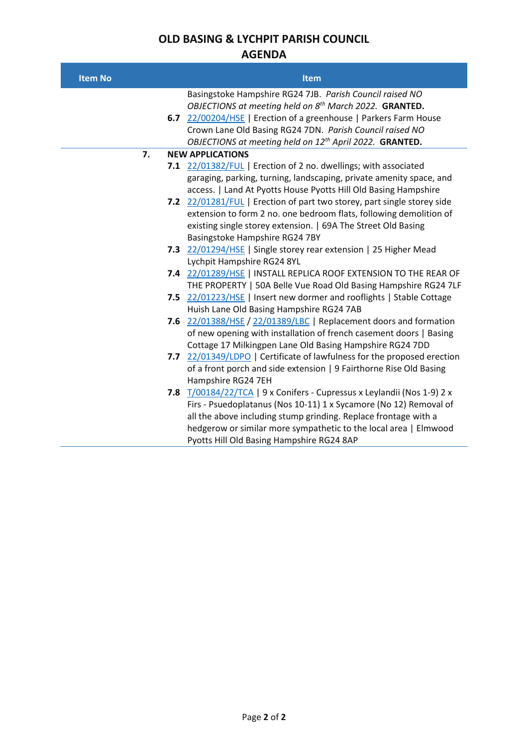# OLD BASING & LYCHPIT PARISH COUNCIL

## AGENDA

| Item No | Item |
|---|---|
| | Basingstoke Hampshire RG24 7JB. *Parish Council raised NO OBJECTIONS at meeting held on 8th March 2022.* **GRANTED.** |
| | **6.7** 22/00204/HSE \| Erection of a greenhouse \| Parkers Farm House Crown Lane Old Basing RG24 7DN. *Parish Council raised NO OBJECTIONS at meeting held on 12th April 2022.* **GRANTED.** |
| **7.** | **NEW APPLICATIONS** |
| | **7.1** 22/01382/FUL \| Erection of 2 no. dwellings; with associated garaging, parking, turning, landscaping, private amenity space, and access. \| Land At Pyotts House Pyotts Hill Old Basing Hampshire |
| | **7.2** 22/01281/FUL \| Erection of part two storey, part single storey side extension to form 2 no. one bedroom flats, following demolition of existing single storey extension. \| 69A The Street Old Basing Basingstoke Hampshire RG24 7BY |
| | **7.3** 22/01294/HSE \| Single storey rear extension \| 25 Higher Mead Lychpit Hampshire RG24 8YL |
| | **7.4** 22/01289/HSE \| INSTALL REPLICA ROOF EXTENSION TO THE REAR OF THE PROPERTY \| 50A Belle Vue Road Old Basing Hampshire RG24 7LF |
| | **7.5** 22/01223/HSE \| Insert new dormer and rooflights \| Stable Cottage Huish Lane Old Basing Hampshire RG24 7AB |
| | **7.6** 22/01388/HSE / 22/01389/LBC \| Replacement doors and formation of new opening with installation of french casement doors \| Basing Cottage 17 Milkingpen Lane Old Basing Hampshire RG24 7DD |
| | **7.7** 22/01349/LDPO \| Certificate of lawfulness for the proposed erection of a front porch and side extension \| 9 Fairthorne Rise Old Basing Hampshire RG24 7EH |
| | **7.8** T/00184/22/TCA \| 9 x Conifers - Cupressus x Leylandii (Nos 1-9) 2 x Firs - Psuedoplatanus (Nos 10-11) 1 x Sycamore (No 12) Removal of all the above including stump grinding. Replace frontage with a hedgerow or similar more sympathetic to the local area \| Elmwood Pyotts Hill Old Basing Hampshire RG24 8AP |